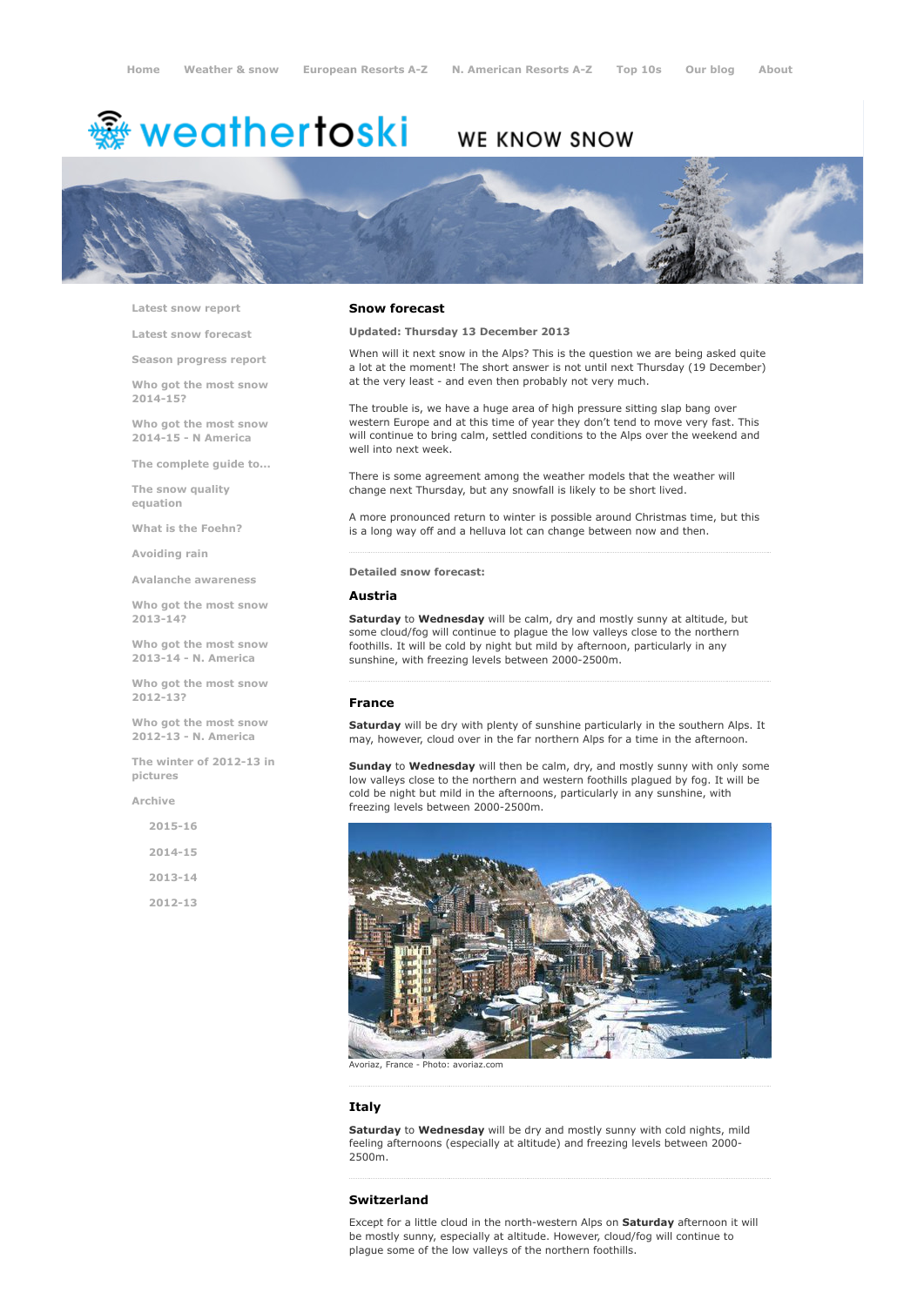Home Weather & snow European Resorts A-Z N. American Resorts A-Z Top 10s Our blog About

weathertoski WE KNOW SNOW

- Latest snow report
- Latest snow forecast
- Season progress report
- Who got the most snow 2014-15?
- Who got the most snow 2014-15 - N America
- The complete guide to...
- The snow quality equation
- What is the Foehn?
- Avoiding rain
- Avalanche awareness
- Who got the most snow 2013-14?
- Who got the most snow 2013-14 - N. America
- Who got the most snow 2012-13?
- Who got the most snow 2012-13 - N. America
- The winter of 2012-13 in pictures
- Archive
  - 2015-16
  - 2014-15
  - 2013-14
  - 2012-13

## Snow forecast

**Updated: Thursday 13 December 2013**

When will it next snow in the Alps? This is the question we are being asked quite a lot at the moment! The short answer is not until next Thursday (19 December) at the very least - and even then probably not very much.

The trouble is, we have a huge area of high pressure sitting slap bang over western Europe and at this time of year they don't tend to move very fast. This will continue to bring calm, settled conditions to the Alps over the weekend and well into next week.

There is some agreement among the weather models that the weather will change next Thursday, but any snowfall is likely to be short lived.

A more pronounced return to winter is possible around Christmas time, but this is a long way off and a helluva lot can change between now and then.

**Detailed snow forecast:**

### Austria

**Saturday** to **Wednesday** will be calm, dry and mostly sunny at altitude, but some cloud/fog will continue to plague the low valleys close to the northern foothills. It will be cold by night but mild by afternoon, particularly in any sunshine, with freezing levels between 2000-2500m.

### France

**Saturday** will be dry with plenty of sunshine particularly in the southern Alps. It may, however, cloud over in the far northern Alps for a time in the afternoon.

**Sunday** to **Wednesday** will then be calm, dry, and mostly sunny with only some low valleys close to the northern and western foothills plagued by fog. It will be cold be night but mild in the afternoons, particularly in any sunshine, with freezing levels between 2000-2500m.

Avoriaz, France - Photo: avoriaz.com

### Italy

**Saturday** to **Wednesday** will be dry and mostly sunny with cold nights, mild feeling afternoons (especially at altitude) and freezing levels between 2000-2500m.

### Switzerland

Except for a little cloud in the north-western Alps on **Saturday** afternoon it will be mostly sunny, especially at altitude. However, cloud/fog will continue to plague some of the low valleys of the northern foothills.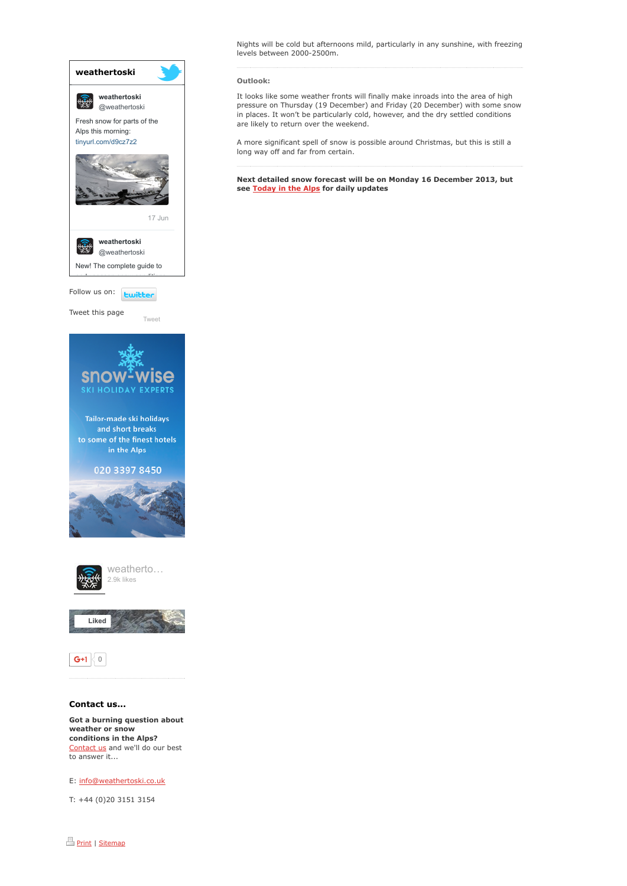Nights will be cold but afternoons mild, particularly in any sunshine, with freezing levels between 2000-2500m.

**Outlook:**

It looks like some weather fronts will finally make inroads into the area of high pressure on Thursday (19 December) and Friday (20 December) with some snow in places. It won't be particularly cold, however, and the dry settled conditions are likely to return over the weekend.

A more significant spell of snow is possible around Christmas, but this is still a long way off and far from certain.

**Next detailed snow forecast will be on Monday 16 December 2013, but see Today in the Alps for daily updates**

**weathertoski**

weathertoski
@weathertoski

Fresh snow for parts of the Alps this morning: tinyurl.com/d9cz7z2

17 Jun

weathertoski
@weathertoski

New! The complete guide to

Follow us on: twitter

Tweet this page

Tweet

snow-wise
SKI HOLIDAY EXPERTS

Tailor-made ski holidays and short breaks to some of the finest hotels in the Alps

020 3397 8450

weatherto...
2.9k likes

Liked

G+1 0

**Contact us...**

**Got a burning question about weather or snow conditions in the Alps?**
Contact us and we'll do our best to answer it...

E: info@weathertoski.co.uk

T: +44 (0)20 3151 3154

Print | Sitemap